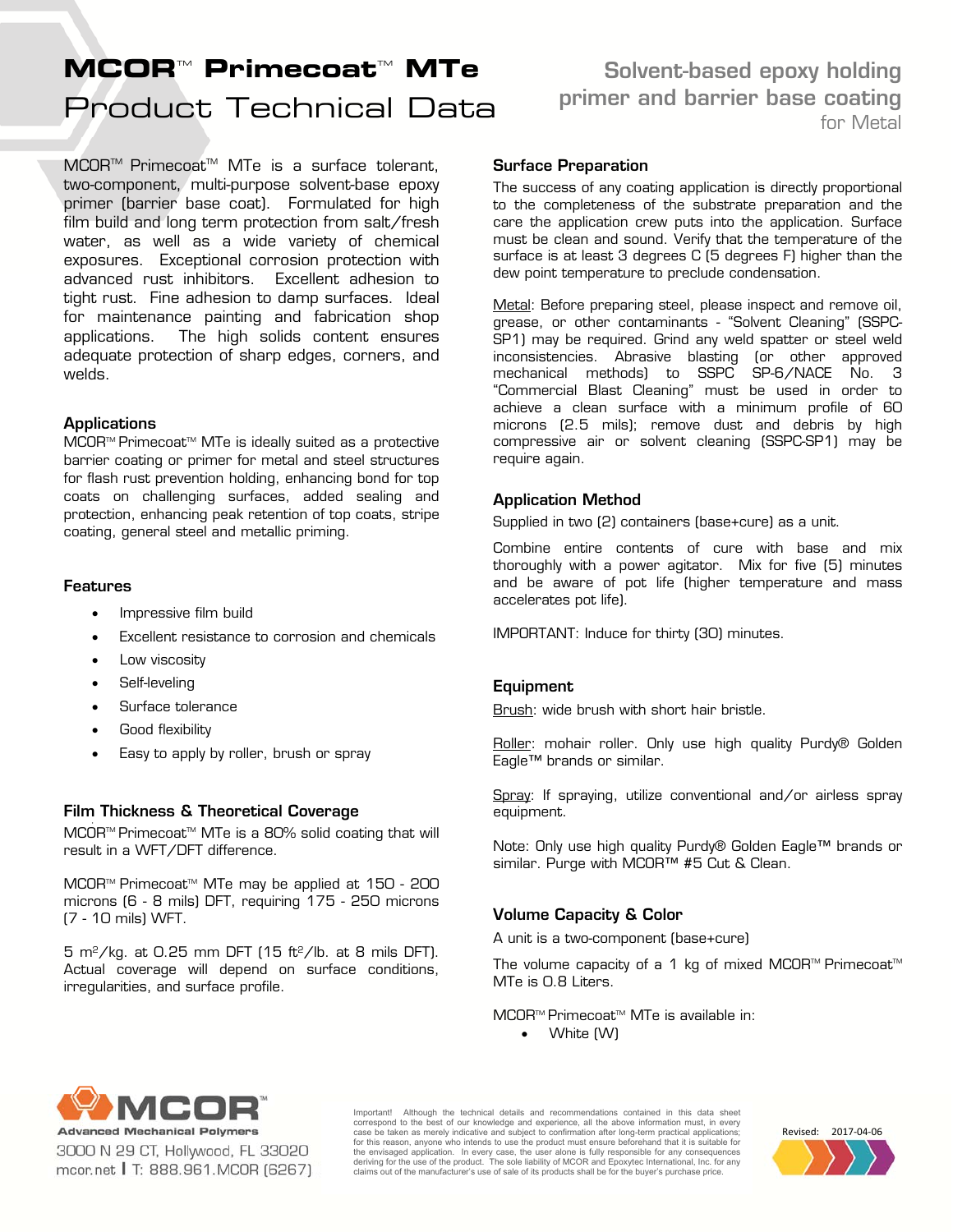# MCOR™ Primecoat™ MTe

# Product Technical Data

**Solvent-based epoxy holding primer and barrier base coating**

for Metal

MCOR™ Primecoat™ MTe is a surface tolerant, two-component, multi-purpose solvent-base epoxy primer (barrier base coat). Formulated for high film build and long term protection from salt/fresh water, as well as a wide variety of chemical exposures. Exceptional corrosion protection with advanced rust inhibitors. Excellent adhesion to tight rust. Fine adhesion to damp surfaces. Ideal for maintenance painting and fabrication shop applications. The high solids content ensures adequate protection of sharp edges, corners, and welds.

## Applications

MCOR™ Primecoat™ MTe is ideally suited as a protective barrier coating or primer for metal and steel structures for flash rust prevention holding, enhancing bond for top coats on challenging surfaces, added sealing and protection, enhancing peak retention of top coats, stripe coating, general steel and metallic priming.

## Features

- Impressive film build
- Excellent resistance to corrosion and chemicals
- Low viscosity
- Self-leveling
- Surface tolerance
- Good flexibility
- Easy to apply by roller, brush or spray

## Film Thickness & Theoretical Coverage

MCOR™ Primecoat™ MTe is a 80% solid coating that will result in a WFT/DFT difference.

MCOR™ Primecoat™ MTe may be applied at 150 - 200 microns (6 - 8 mils) DFT, requiring 175 - 250 microns (7 - 10 mils) WFT.

5 m²/kg. at 0.25 mm DFT (15 ft²/lb. at 8 mils DFT). Actual coverage will depend on surface conditions, irregularities, and surface profile.

## Surface Preparation

The success of any coating application is directly proportional to the completeness of the substrate preparation and the care the application crew puts into the application. Surface must be clean and sound. Verify that the temperature of the surface is at least 3 degrees C (5 degrees F) higher than the dew point temperature to preclude condensation.

Metal: Before preparing steel, please inspect and remove oil, grease, or other contaminants - "Solvent Cleaning" (SSPC-SP1) may be required. Grind any weld spatter or steel weld inconsistencies. Abrasive blasting (or other approved mechanical methods) to SSPC SP-6/NACE No. 3 "Commercial Blast Cleaning" must be used in order to achieve a clean surface with a minimum profile of 60 microns (2.5 mils); remove dust and debris by high compressive air or solvent cleaning (SSPC-SP1) may be require again.

## Application Method

Supplied in two (2) containers (base+cure) as a unit.

Combine entire contents of cure with base and mix thoroughly with a power agitator. Mix for five (5) minutes and be aware of pot life (higher temperature and mass accelerates pot life).

IMPORTANT: Induce for thirty (30) minutes.

## Equipment

Brush: wide brush with short hair bristle.

Roller: mohair roller. Only use high quality Purdy® Golden Eagle™ brands or similar.

Spray: If spraying, utilize conventional and/or airless spray equipment.

Note: Only use high quality Purdy® Golden Eagle™ brands or similar. Purge with MCOR™ #5 Cut & Clean.

## Volume Capacity & Color

A unit is a two-component (base+cure)

The volume capacity of a 1 kg of mixed MCOR™ Primecoat™ MTe is 0.8 Liters.

MCOR™ Primecoat™ MTe is available in:

- White (W)

MCOR™ Advanced Mechanical Polymers
3000 N 29 CT, Hollywood, FL 33020
mcor.net | T: 888.961.MCOR (6267)

Important! Although the technical details and recommendations contained in this data sheet correspond to the best of our knowledge and experience, all the above information must, in every case be taken as merely indicative and subject to confirmation after long-term practical applications; for this reason, anyone who intends to use the product must ensure beforehand that it is suitable for the envisaged application. In every case, the user alone is fully responsible for any consequences deriving for the use of the product. The sole liability of MCOR and Epoxytec International, Inc. for any claims out of the manufacturer's use of sale of its products shall be for the buyer's purchase price.

Revised: 2017-04-06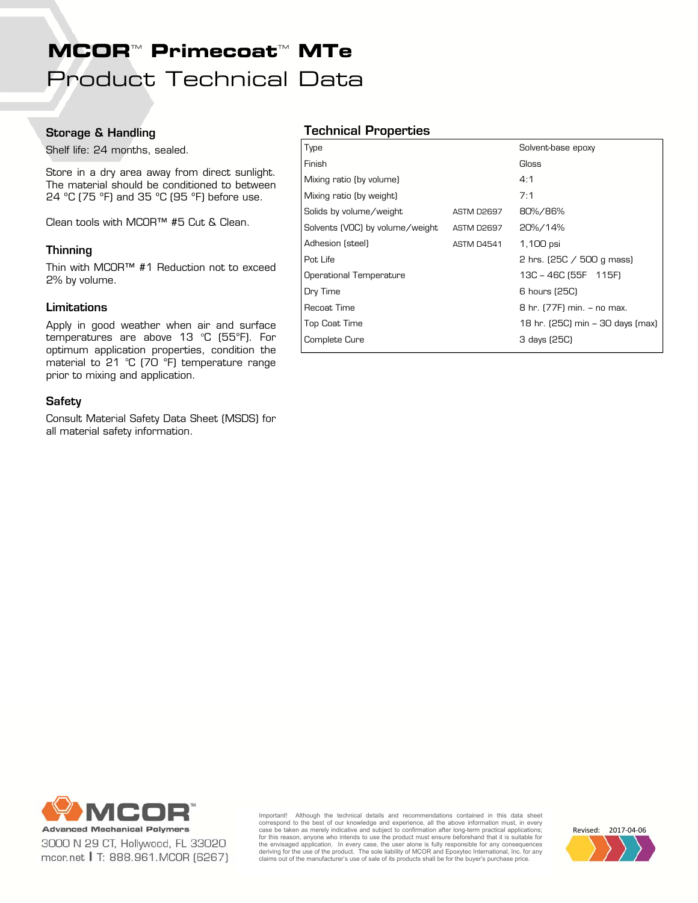# MCOR™ Primecoat™ MTe

## Product Technical Data

### Storage & Handling

Shelf life: 24 months, sealed.

Store in a dry area away from direct sunlight. The material should be conditioned to between 24 °C (75 °F) and 35 °C (95 °F) before use.

Clean tools with MCOR™ #5 Cut & Clean.

### Thinning

Thin with MCOR™ #1 Reduction not to exceed 2% by volume.

### Limitations

Apply in good weather when air and surface temperatures are above 13 °C (55°F). For optimum application properties, condition the material to 21 °C (70 °F) temperature range prior to mixing and application.

### Safety

Consult Material Safety Data Sheet (MSDS) for all material safety information.

### Technical Properties

| | | |
|---|---|---|
| Type | | Solvent-base epoxy |
| Finish | | Gloss |
| Mixing ratio (by volume) | | 4:1 |
| Mixing ratio (by weight) | | 7:1 |
| Solids by volume/weight | ASTM D2697 | 80%/86% |
| Solvents (VOC) by volume/weight | ASTM D2697 | 20%/14% |
| Adhesion (steel) | ASTM D4541 | 1,100 psi |
| Pot Life | | 2 hrs. (25C / 500 g mass) |
| Operational Temperature | | 13C – 46C (55F 115F) |
| Dry Time | | 6 hours (25C) |
| Recoat Time | | 8 hr. (77F) min. – no max. |
| Top Coat Time | | 18 hr. (25C) min – 30 days (max) |
| Complete Cure | | 3 days (25C) |

MCOR™
Advanced Mechanical Polymers
3000 N 29 CT, Hollywood, FL 33020
mcor.net | T: 888.961.MCOR (6267)

Important! Although the technical details and recommendations contained in this data sheet correspond to the best of our knowledge and experience, all the above information must, in every case be taken as merely indicative and subject to confirmation after long-term practical applications; for this reason, anyone who intends to use the product must ensure beforehand that it is suitable for the envisaged application. In every case, the user alone is fully responsible for any consequences deriving for the use of the product. The sole liability of MCOR and Epoxytec International, Inc. for any claims out of the manufacturer's use of sale of its products shall be for the buyer's purchase price.

Revised: 2017-04-06